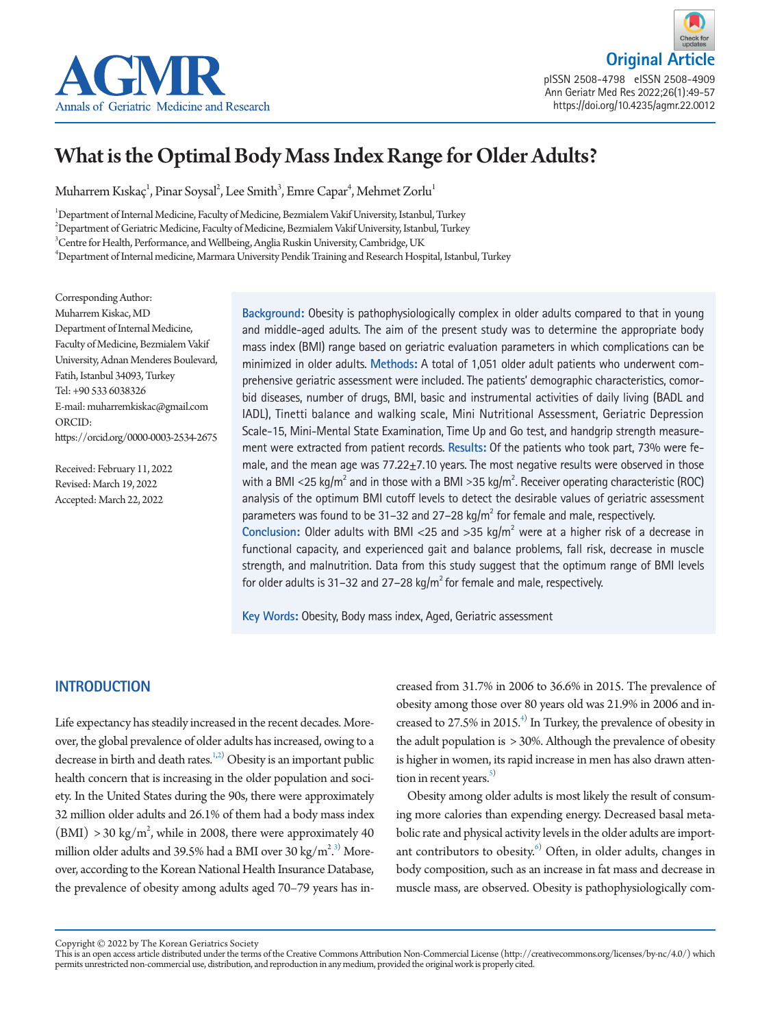Original Article

pISSN 2508-4798 eISSN 2508-4909
Ann Geriatr Med Res 2022;26(1):49-57
https://doi.org/10.4235/agmr.22.0012

# What is the Optimal Body Mass Index Range for Older Adults?

Muharrem Kıskaç[1], Pinar Soysal[2], Lee Smith[3], Emre Capar[4], Mehmet Zorlu[1]

[1]Department of Internal Medicine, Faculty of Medicine, Bezmialem Vakif University, Istanbul, Turkey
[2]Department of Geriatric Medicine, Faculty of Medicine, Bezmialem Vakif University, Istanbul, Turkey
[3]Centre for Health, Performance, and Wellbeing, Anglia Ruskin University, Cambridge, UK
[4]Department of Internal medicine, Marmara University Pendik Training and Research Hospital, Istanbul, Turkey

Corresponding Author:
Muharrem Kiskac, MD
Department of Internal Medicine, Faculty of Medicine, Bezmialem Vakif University, Adnan Menderes Boulevard, Fatih, Istanbul 34093, Turkey
Tel: +90 533 6038326
E-mail: muharremkiskac@gmail.com
ORCID: https://orcid.org/0000-0003-2534-2675

Received: February 11, 2022
Revised: March 19, 2022
Accepted: March 22, 2022

**Background:** Obesity is pathophysiologically complex in older adults compared to that in young and middle-aged adults. The aim of the present study was to determine the appropriate body mass index (BMI) range based on geriatric evaluation parameters in which complications can be minimized in older adults. **Methods:** A total of 1,051 older adult patients who underwent comprehensive geriatric assessment were included. The patients' demographic characteristics, comorbid diseases, number of drugs, BMI, basic and instrumental activities of daily living (BADL and IADL), Tinetti balance and walking scale, Mini Nutritional Assessment, Geriatric Depression Scale-15, Mini-Mental State Examination, Time Up and Go test, and handgrip strength measurement were extracted from patient records. **Results:** Of the patients who took part, 73% were female, and the mean age was 77.22±7.10 years. The most negative results were observed in those with a BMI <25 kg/m$^2$ and in those with a BMI >35 kg/m$^2$. Receiver operating characteristic (ROC) analysis of the optimum BMI cutoff levels to detect the desirable values of geriatric assessment parameters was found to be 31–32 and 27–28 kg/m$^2$ for female and male, respectively. **Conclusion:** Older adults with BMI <25 and >35 kg/m$^2$ were at a higher risk of a decrease in functional capacity, and experienced gait and balance problems, fall risk, decrease in muscle strength, and malnutrition. Data from this study suggest that the optimum range of BMI levels for older adults is 31–32 and 27–28 kg/m$^2$ for female and male, respectively.

**Key Words:** Obesity, Body mass index, Aged, Geriatric assessment

## INTRODUCTION

Life expectancy has steadily increased in the recent decades. Moreover, the global prevalence of older adults has increased, owing to a decrease in birth and death rates.[1,2] Obesity is an important public health concern that is increasing in the older population and society. In the United States during the 90s, there were approximately 32 million older adults and 26.1% of them had a body mass index (BMI) >30 kg/m$^2$, while in 2008, there were approximately 40 million older adults and 39.5% had a BMI over 30 kg/m$^2$.[3] Moreover, according to the Korean National Health Insurance Database, the prevalence of obesity among adults aged 70–79 years has increased from 31.7% in 2006 to 36.6% in 2015. The prevalence of obesity among those over 80 years old was 21.9% in 2006 and increased to 27.5% in 2015.[4] In Turkey, the prevalence of obesity in the adult population is >30%. Although the prevalence of obesity is higher in women, its rapid increase in men has also drawn attention in recent years.[5]

Obesity among older adults is most likely the result of consuming more calories than expending energy. Decreased basal metabolic rate and physical activity levels in the older adults are important contributors to obesity.[6] Often, in older adults, changes in body composition, such as an increase in fat mass and decrease in muscle mass, are observed. Obesity is pathophysiologically com-

Copyright © 2022 by The Korean Geriatrics Society
This is an open access article distributed under the terms of the Creative Commons Attribution Non-Commercial License (http://creativecommons.org/licenses/by-nc/4.0/) which permits unrestricted non-commercial use, distribution, and reproduction in any medium, provided the original work is properly cited.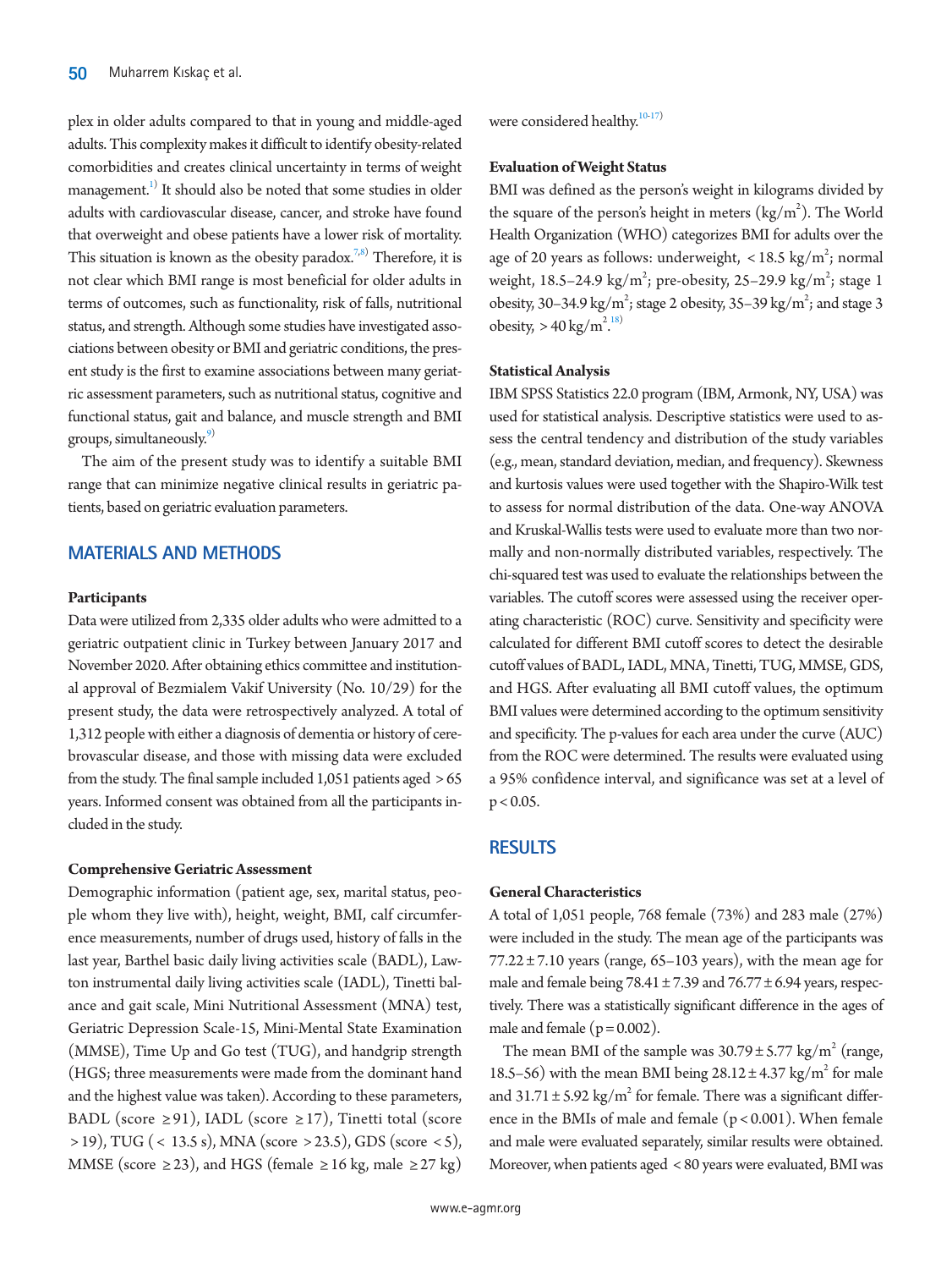plex in older adults compared to that in young and middle-aged adults. This complexity makes it difficult to identify obesity-related comorbidities and creates clinical uncertainty in terms of weight management.[1] It should also be noted that some studies in older adults with cardiovascular disease, cancer, and stroke have found that overweight and obese patients have a lower risk of mortality. This situation is known as the obesity paradox.[7,8] Therefore, it is not clear which BMI range is most beneficial for older adults in terms of outcomes, such as functionality, risk of falls, nutritional status, and strength. Although some studies have investigated associations between obesity or BMI and geriatric conditions, the present study is the first to examine associations between many geriatric assessment parameters, such as nutritional status, cognitive and functional status, gait and balance, and muscle strength and BMI groups, simultaneously.[9]

The aim of the present study was to identify a suitable BMI range that can minimize negative clinical results in geriatric patients, based on geriatric evaluation parameters.

## MATERIALS AND METHODS

### Participants

Data were utilized from 2,335 older adults who were admitted to a geriatric outpatient clinic in Turkey between January 2017 and November 2020. After obtaining ethics committee and institutional approval of Bezmialem Vakif University (No. 10/29) for the present study, the data were retrospectively analyzed. A total of 1,312 people with either a diagnosis of dementia or history of cerebrovascular disease, and those with missing data were excluded from the study. The final sample included 1,051 patients aged > 65 years. Informed consent was obtained from all the participants included in the study.

### Comprehensive Geriatric Assessment

Demographic information (patient age, sex, marital status, people whom they live with), height, weight, BMI, calf circumference measurements, number of drugs used, history of falls in the last year, Barthel basic daily living activities scale (BADL), Lawton instrumental daily living activities scale (IADL), Tinetti balance and gait scale, Mini Nutritional Assessment (MNA) test, Geriatric Depression Scale-15, Mini-Mental State Examination (MMSE), Time Up and Go test (TUG), and handgrip strength (HGS; three measurements were made from the dominant hand and the highest value was taken). According to these parameters, BADL (score ≥91), IADL (score ≥17), Tinetti total (score >19), TUG (< 13.5 s), MNA (score >23.5), GDS (score <5), MMSE (score ≥23), and HGS (female ≥16 kg, male ≥27 kg) were considered healthy.[10-17]

### Evaluation of Weight Status

BMI was defined as the person's weight in kilograms divided by the square of the person's height in meters ($kg/m^2$). The World Health Organization (WHO) categorizes BMI for adults over the age of 20 years as follows: underweight, $<18.5$ $kg/m^2$; normal weight, 18.5–24.9 $kg/m^2$; pre-obesity, 25–29.9 $kg/m^2$; stage 1 obesity, 30–34.9 $kg/m^2$; stage 2 obesity, 35–39 $kg/m^2$; and stage 3 obesity, $>40$ $kg/m^2$.[18]

### Statistical Analysis

IBM SPSS Statistics 22.0 program (IBM, Armonk, NY, USA) was used for statistical analysis. Descriptive statistics were used to assess the central tendency and distribution of the study variables (e.g., mean, standard deviation, median, and frequency). Skewness and kurtosis values were used together with the Shapiro-Wilk test to assess for normal distribution of the data. One-way ANOVA and Kruskal-Wallis tests were used to evaluate more than two normally and non-normally distributed variables, respectively. The chi-squared test was used to evaluate the relationships between the variables. The cutoff scores were assessed using the receiver operating characteristic (ROC) curve. Sensitivity and specificity were calculated for different BMI cutoff scores to detect the desirable cutoff values of BADL, IADL, MNA, Tinetti, TUG, MMSE, GDS, and HGS. After evaluating all BMI cutoff values, the optimum BMI values were determined according to the optimum sensitivity and specificity. The p-values for each area under the curve (AUC) from the ROC were determined. The results were evaluated using a 95% confidence interval, and significance was set at a level of $p<0.05$.

## RESULTS

### General Characteristics

A total of 1,051 people, 768 female (73%) and 283 male (27%) were included in the study. The mean age of the participants was 77.22 ± 7.10 years (range, 65–103 years), with the mean age for male and female being 78.41 ± 7.39 and 76.77 ± 6.94 years, respectively. There was a statistically significant difference in the ages of male and female ($p=0.002$).

The mean BMI of the sample was 30.79 ± 5.77 $kg/m^2$ (range, 18.5–56) with the mean BMI being 28.12 ± 4.37 $kg/m^2$ for male and 31.71 ± 5.92 $kg/m^2$ for female. There was a significant difference in the BMIs of male and female ($p<0.001$). When female and male were evaluated separately, similar results were obtained. Moreover, when patients aged < 80 years were evaluated, BMI was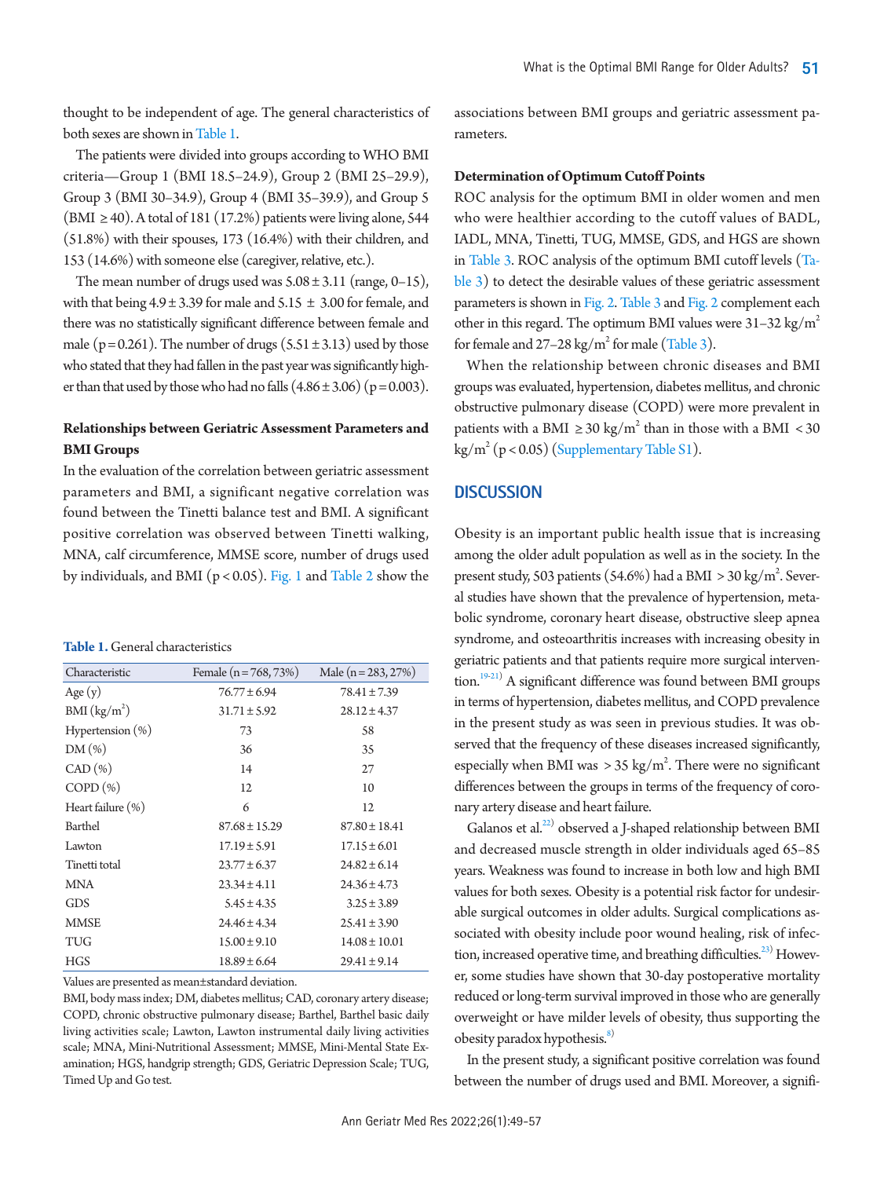thought to be independent of age. The general characteristics of both sexes are shown in Table 1.

The patients were divided into groups according to WHO BMI criteria—Group 1 (BMI 18.5–24.9), Group 2 (BMI 25–29.9), Group 3 (BMI 30–34.9), Group 4 (BMI 35–39.9), and Group 5 (BMI ≥40). A total of 181 (17.2%) patients were living alone, 544 (51.8%) with their spouses, 173 (16.4%) with their children, and 153 (14.6%) with someone else (caregiver, relative, etc.).

The mean number of drugs used was 5.08 ± 3.11 (range, 0–15), with that being 4.9 ± 3.39 for male and 5.15 ± 3.00 for female, and there was no statistically significant difference between female and male ($p = 0.261$). The number of drugs (5.51 ± 3.13) used by those who stated that they had fallen in the past year was significantly higher than that used by those who had no falls (4.86 ± 3.06) ($p = 0.003$).

### Relationships between Geriatric Assessment Parameters and BMI Groups

In the evaluation of the correlation between geriatric assessment parameters and BMI, a significant negative correlation was found between the Tinetti balance test and BMI. A significant positive correlation was observed between Tinetti walking, MNA, calf circumference, MMSE score, number of drugs used by individuals, and BMI ($p < 0.05$). Fig. 1 and Table 2 show the associations between BMI groups and geriatric assessment parameters.

**Table 1.** General characteristics

| Characteristic | Female (n = 768, 73%) | Male (n = 283, 27%) |
|---|---|---|
| Age (y) | 76.77 ± 6.94 | 78.41 ± 7.39 |
| BMI (kg/m$^2$) | 31.71 ± 5.92 | 28.12 ± 4.37 |
| Hypertension (%) | 73 | 58 |
| DM (%) | 36 | 35 |
| CAD (%) | 14 | 27 |
| COPD (%) | 12 | 10 |
| Heart failure (%) | 6 | 12 |
| Barthel | 87.68 ± 15.29 | 87.80 ± 18.41 |
| Lawton | 17.19 ± 5.91 | 17.15 ± 6.01 |
| Tinetti total | 23.77 ± 6.37 | 24.82 ± 6.14 |
| MNA | 23.34 ± 4.11 | 24.36 ± 4.73 |
| GDS | 5.45 ± 4.35 | 3.25 ± 3.89 |
| MMSE | 24.46 ± 4.34 | 25.41 ± 3.90 |
| TUG | 15.00 ± 9.10 | 14.08 ± 10.01 |
| HGS | 18.89 ± 6.64 | 29.41 ± 9.14 |

Values are presented as mean±standard deviation.

BMI, body mass index; DM, diabetes mellitus; CAD, coronary artery disease; COPD, chronic obstructive pulmonary disease; Barthel, Barthel basic daily living activities scale; Lawton, Lawton instrumental daily living activities scale; MNA, Mini-Nutritional Assessment; MMSE, Mini-Mental State Examination; HGS, handgrip strength; GDS, Geriatric Depression Scale; TUG, Timed Up and Go test.

### Determination of Optimum Cutoff Points

ROC analysis for the optimum BMI in older women and men who were healthier according to the cutoff values of BADL, IADL, MNA, Tinetti, TUG, MMSE, GDS, and HGS are shown in Table 3. ROC analysis of the optimum BMI cutoff levels (Table 3) to detect the desirable values of these geriatric assessment parameters is shown in Fig. 2. Table 3 and Fig. 2 complement each other in this regard. The optimum BMI values were 31–32 kg/m$^2$ for female and 27–28 kg/m$^2$ for male (Table 3).

When the relationship between chronic diseases and BMI groups was evaluated, hypertension, diabetes mellitus, and chronic obstructive pulmonary disease (COPD) were more prevalent in patients with a BMI ≥ 30 kg/m$^2$ than in those with a BMI < 30 kg/m$^2$ ($p < 0.05$) (Supplementary Table S1).

## DISCUSSION

Obesity is an important public health issue that is increasing among the older adult population as well as in the society. In the present study, 503 patients (54.6%) had a BMI > 30 kg/m$^2$. Several studies have shown that the prevalence of hypertension, metabolic syndrome, coronary heart disease, obstructive sleep apnea syndrome, and osteoarthritis increases with increasing obesity in geriatric patients and that patients require more surgical intervention.[19-21] A significant difference was found between BMI groups in terms of hypertension, diabetes mellitus, and COPD prevalence in the present study as was seen in previous studies. It was observed that the frequency of these diseases increased significantly, especially when BMI was > 35 kg/m$^2$. There were no significant differences between the groups in terms of the frequency of coronary artery disease and heart failure.

Galanos et al.[22] observed a J-shaped relationship between BMI and decreased muscle strength in older individuals aged 65–85 years. Weakness was found to increase in both low and high BMI values for both sexes. Obesity is a potential risk factor for undesirable surgical outcomes in older adults. Surgical complications associated with obesity include poor wound healing, risk of infection, increased operative time, and breathing difficulties.[23] However, some studies have shown that 30-day postoperative mortality reduced or long-term survival improved in those who are generally overweight or have milder levels of obesity, thus supporting the obesity paradox hypothesis.[8]

In the present study, a significant positive correlation was found between the number of drugs used and BMI. Moreover, a signifi-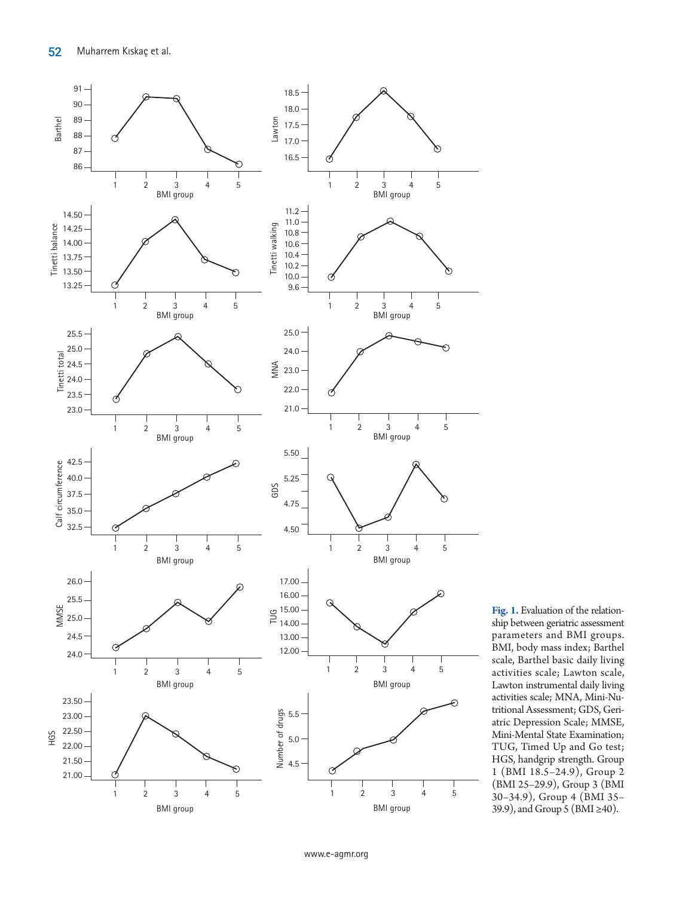**Fig. 1.** Evaluation of the relationship between geriatric assessment parameters and BMI groups. BMI, body mass index; Barthel scale, Barthel basic daily living activities scale; Lawton scale, Lawton instrumental daily living activities scale; MNA, Mini-Nutritional Assessment; GDS, Geriatric Depression Scale; MMSE, Mini-Mental State Examination; TUG, Timed Up and Go test; HGS, handgrip strength. Group 1 (BMI 18.5–24.9), Group 2 (BMI 25–29.9), Group 3 (BMI 30–34.9), Group 4 (BMI 35–39.9), and Group 5 (BMI ≥40).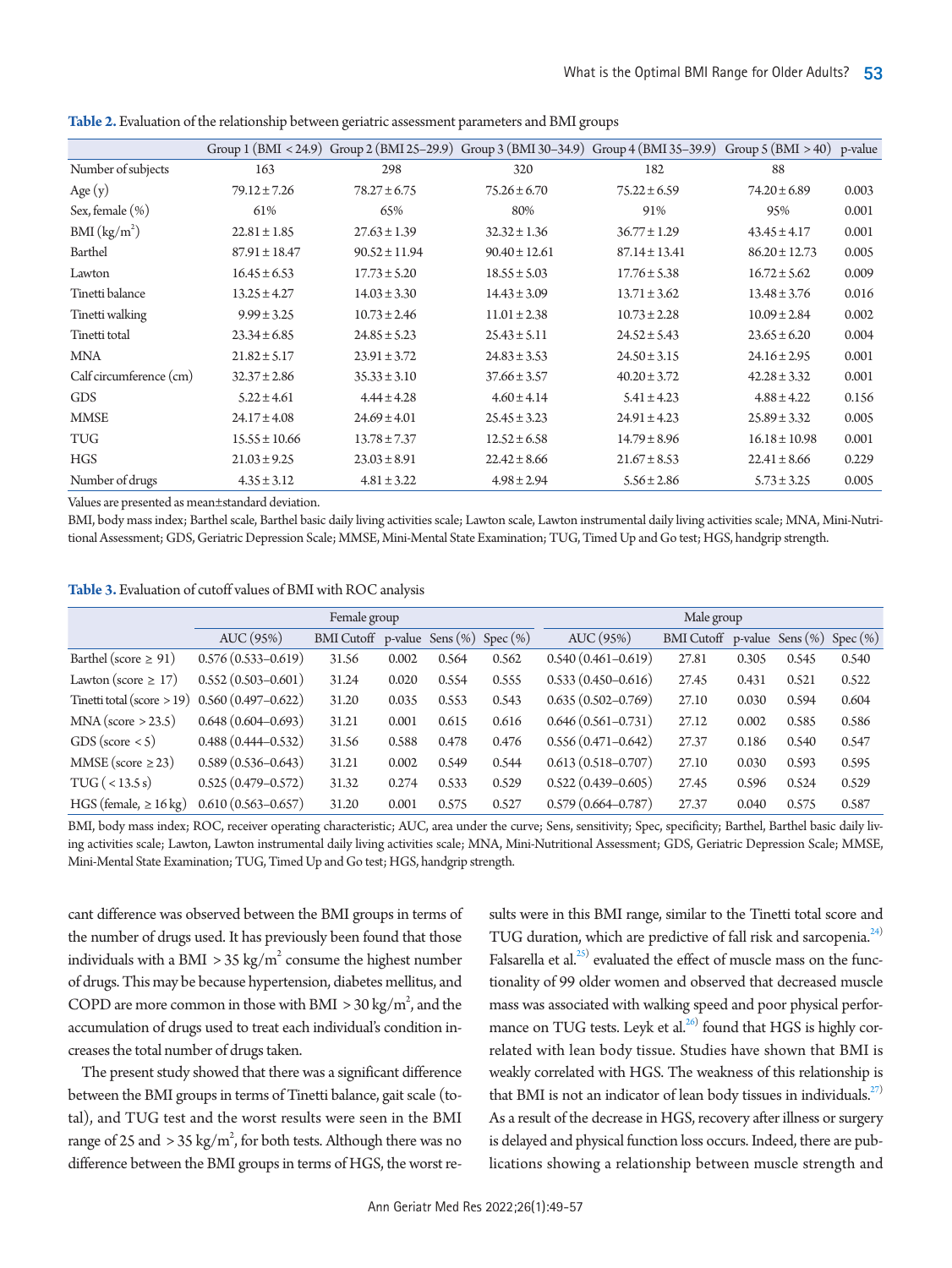**Table 2.** Evaluation of the relationship between geriatric assessment parameters and BMI groups

| | Group 1 (BMI <24.9) | Group 2 (BMI 25–29.9) | Group 3 (BMI 30–34.9) | Group 4 (BMI 35–39.9) | Group 5 (BMI >40) | p-value |
|---|---|---|---|---|---|---|
| Number of subjects | 163 | 298 | 320 | 182 | 88 | |
| Age (y) | 79.12±7.26 | 78.27±6.75 | 75.26±6.70 | 75.22±6.59 | 74.20±6.89 | 0.003 |
| Sex, female (%) | 61% | 65% | 80% | 91% | 95% | 0.001 |
| BMI (kg/m$^2$) | 22.81±1.85 | 27.63±1.39 | 32.32±1.36 | 36.77±1.29 | 43.45±4.17 | 0.001 |
| Barthel | 87.91±18.47 | 90.52±11.94 | 90.40±12.61 | 87.14±13.41 | 86.20±12.73 | 0.005 |
| Lawton | 16.45±6.53 | 17.73±5.20 | 18.55±5.03 | 17.76±5.38 | 16.72±5.62 | 0.009 |
| Tinetti balance | 13.25±4.27 | 14.03±3.30 | 14.43±3.09 | 13.71±3.62 | 13.48±3.76 | 0.016 |
| Tinetti walking | 9.99±3.25 | 10.73±2.46 | 11.01±2.38 | 10.73±2.28 | 10.09±2.84 | 0.002 |
| Tinetti total | 23.34±6.85 | 24.85±5.23 | 25.43±5.11 | 24.52±5.43 | 23.65±6.20 | 0.004 |
| MNA | 21.82±5.17 | 23.91±3.72 | 24.83±3.53 | 24.50±3.15 | 24.16±2.95 | 0.001 |
| Calf circumference (cm) | 32.37±2.86 | 35.33±3.10 | 37.66±3.57 | 40.20±3.72 | 42.28±3.32 | 0.001 |
| GDS | 5.22±4.61 | 4.44±4.28 | 4.60±4.14 | 5.41±4.23 | 4.88±4.22 | 0.156 |
| MMSE | 24.17±4.08 | 24.69±4.01 | 25.45±3.23 | 24.91±4.23 | 25.89±3.32 | 0.005 |
| TUG | 15.55±10.66 | 13.78±7.37 | 12.52±6.58 | 14.79±8.96 | 16.18±10.98 | 0.001 |
| HGS | 21.03±9.25 | 23.03±8.91 | 22.42±8.66 | 21.67±8.53 | 22.41±8.66 | 0.229 |
| Number of drugs | 4.35±3.12 | 4.81±3.22 | 4.98±2.94 | 5.56±2.86 | 5.73±3.25 | 0.005 |

Values are presented as mean±standard deviation.

BMI, body mass index; Barthel scale, Barthel basic daily living activities scale; Lawton scale, Lawton instrumental daily living activities scale; MNA, Mini-Nutritional Assessment; GDS, Geriatric Depression Scale; MMSE, Mini-Mental State Examination; TUG, Timed Up and Go test; HGS, handgrip strength.

**Table 3.** Evaluation of cutoff values of BMI with ROC analysis

| | Female group | | | | | Male group | | | | |
|---|---|---|---|---|---|---|---|---|---|---|
| | AUC (95%) | BMI Cutoff | p-value | Sens (%) | Spec (%) | AUC (95%) | BMI Cutoff | p-value | Sens (%) | Spec (%) |
| Barthel (score ≥ 91) | 0.576 (0.533–0.619) | 31.56 | 0.002 | 0.564 | 0.562 | 0.540 (0.461–0.619) | 27.81 | 0.305 | 0.545 | 0.540 |
| Lawton (score ≥ 17) | 0.552 (0.503–0.601) | 31.24 | 0.020 | 0.554 | 0.555 | 0.533 (0.450–0.616) | 27.45 | 0.431 | 0.521 | 0.522 |
| Tinetti total (score >19) | 0.560 (0.497–0.622) | 31.20 | 0.035 | 0.553 | 0.543 | 0.635 (0.502–0.769) | 27.10 | 0.030 | 0.594 | 0.604 |
| MNA (score >23.5) | 0.648 (0.604–0.693) | 31.21 | 0.001 | 0.615 | 0.616 | 0.646 (0.561–0.731) | 27.12 | 0.002 | 0.585 | 0.586 |
| GDS (score <5) | 0.488 (0.444–0.532) | 31.56 | 0.588 | 0.478 | 0.476 | 0.556 (0.471–0.642) | 27.37 | 0.186 | 0.540 | 0.547 |
| MMSE (score ≥23) | 0.589 (0.536–0.643) | 31.21 | 0.002 | 0.549 | 0.544 | 0.613 (0.518–0.707) | 27.10 | 0.030 | 0.593 | 0.595 |
| TUG (<13.5 s) | 0.525 (0.479–0.572) | 31.32 | 0.274 | 0.533 | 0.529 | 0.522 (0.439–0.605) | 27.45 | 0.596 | 0.524 | 0.529 |
| HGS (female, ≥16 kg) | 0.610 (0.563–0.657) | 31.20 | 0.001 | 0.575 | 0.527 | 0.579 (0.664–0.787) | 27.37 | 0.040 | 0.575 | 0.587 |

BMI, body mass index; ROC, receiver operating characteristic; AUC, area under the curve; Sens, sensitivity; Spec, specificity; Barthel, Barthel basic daily living activities scale; Lawton, Lawton instrumental daily living activities scale; MNA, Mini-Nutritional Assessment; GDS, Geriatric Depression Scale; MMSE, Mini-Mental State Examination; TUG, Timed Up and Go test; HGS, handgrip strength.

cant difference was observed between the BMI groups in terms of the number of drugs used. It has previously been found that those individuals with a BMI >35 kg/m$^2$ consume the highest number of drugs. This may be because hypertension, diabetes mellitus, and COPD are more common in those with BMI >30 kg/m$^2$, and the accumulation of drugs used to treat each individual's condition increases the total number of drugs taken.

The present study showed that there was a significant difference between the BMI groups in terms of Tinetti balance, gait scale (total), and TUG test and the worst results were seen in the BMI range of 25 and >35 kg/m$^2$, for both tests. Although there was no difference between the BMI groups in terms of HGS, the worst results were in this BMI range, similar to the Tinetti total score and TUG duration, which are predictive of fall risk and sarcopenia.[24] Falsarella et al.[25] evaluated the effect of muscle mass on the functionality of 99 older women and observed that decreased muscle mass was associated with walking speed and poor physical performance on TUG tests. Leyk et al.[26] found that HGS is highly correlated with lean body tissue. Studies have shown that BMI is weakly correlated with HGS. The weakness of this relationship is that BMI is not an indicator of lean body tissues in individuals.[27] As a result of the decrease in HGS, recovery after illness or surgery is delayed and physical function loss occurs. Indeed, there are publications showing a relationship between muscle strength and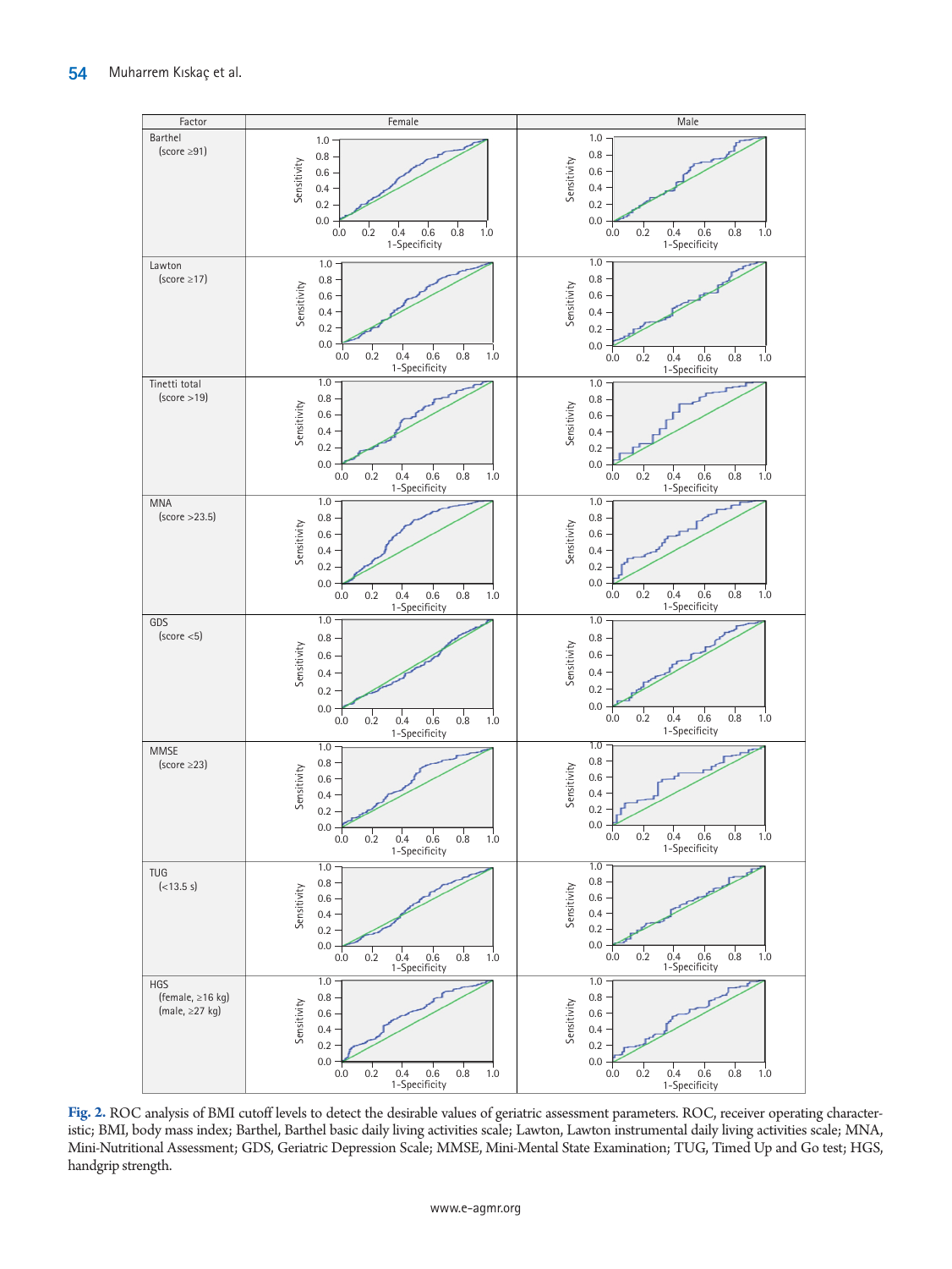| Factor | Female | Male |
|---|---|---|
| Barthel (score ≥91) | | |
| Lawton (score ≥17) | | |
| Tinetti total (score >19) | | |
| MNA (score >23.5) | | |
| GDS (score <5) | | |
| MMSE (score ≥23) | | |
| TUG (<13.5 s) | | |
| HGS (female, ≥16 kg) (male, ≥27 kg) | | |

**Fig. 2.** ROC analysis of BMI cutoff levels to detect the desirable values of geriatric assessment parameters. ROC, receiver operating characteristic; BMI, body mass index; Barthel, Barthel basic daily living activities scale; Lawton, Lawton instrumental daily living activities scale; MNA, Mini-Nutritional Assessment; GDS, Geriatric Depression Scale; MMSE, Mini-Mental State Examination; TUG, Timed Up and Go test; HGS, handgrip strength.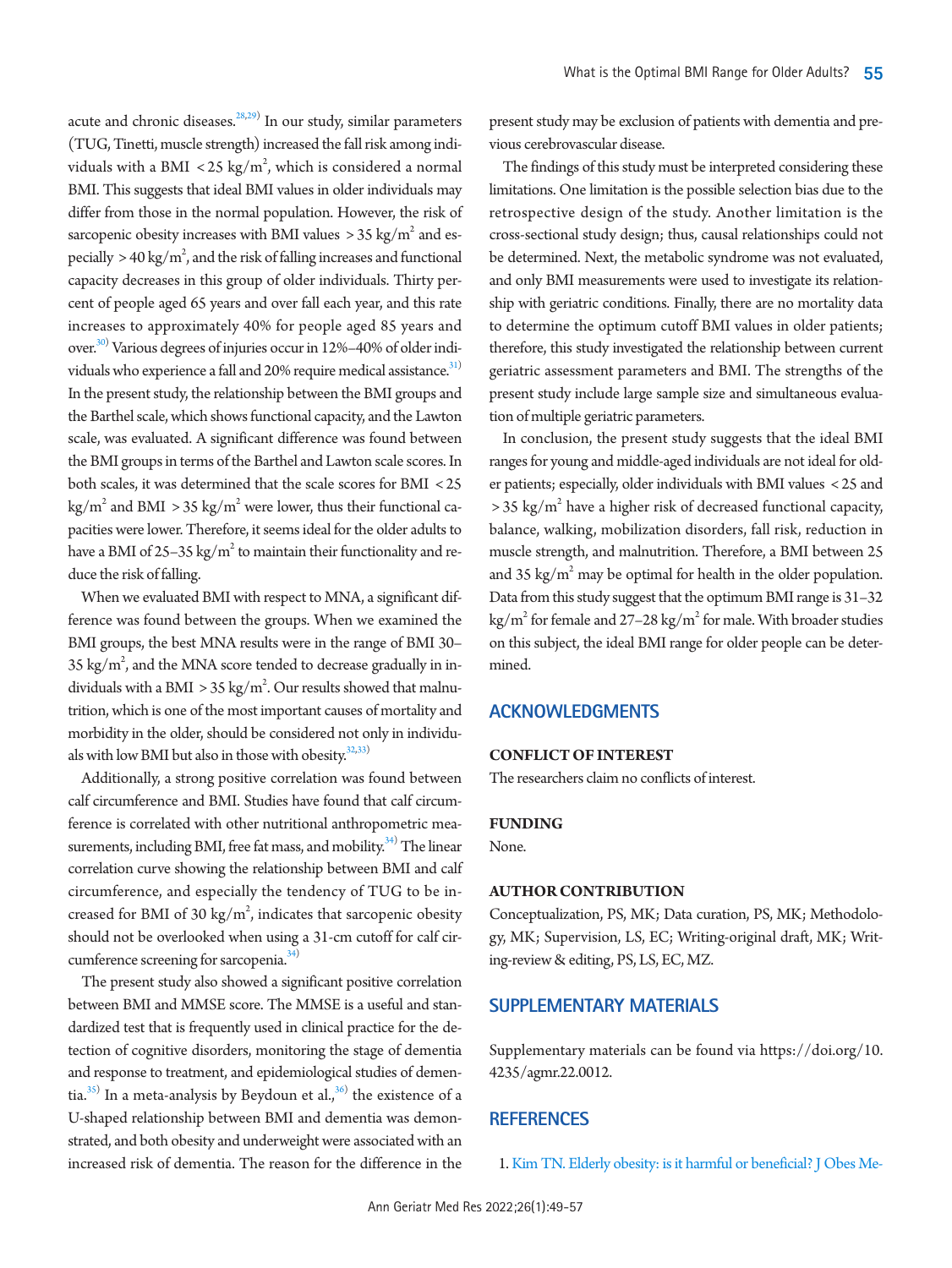acute and chronic diseases.[28,29] In our study, similar parameters (TUG, Tinetti, muscle strength) increased the fall risk among individuals with a BMI $<25$ kg/m$^2$, which is considered a normal BMI. This suggests that ideal BMI values in older individuals may differ from those in the normal population. However, the risk of sarcopenic obesity increases with BMI values $>35$ kg/m$^2$ and especially $>40$ kg/m$^2$, and the risk of falling increases and functional capacity decreases in this group of older individuals. Thirty percent of people aged 65 years and over fall each year, and this rate increases to approximately 40% for people aged 85 years and over.[30] Various degrees of injuries occur in 12%–40% of older individuals who experience a fall and 20% require medical assistance.[31] In the present study, the relationship between the BMI groups and the Barthel scale, which shows functional capacity, and the Lawton scale, was evaluated. A significant difference was found between the BMI groups in terms of the Barthel and Lawton scale scores. In both scales, it was determined that the scale scores for BMI $<25$ kg/m$^2$ and BMI $>35$ kg/m$^2$ were lower, thus their functional capacities were lower. Therefore, it seems ideal for the older adults to have a BMI of 25–35 kg/m$^2$ to maintain their functionality and reduce the risk of falling.

When we evaluated BMI with respect to MNA, a significant difference was found between the groups. When we examined the BMI groups, the best MNA results were in the range of BMI 30–35 kg/m$^2$, and the MNA score tended to decrease gradually in individuals with a BMI $>35$ kg/m$^2$. Our results showed that malnutrition, which is one of the most important causes of mortality and morbidity in the older, should be considered not only in individuals with low BMI but also in those with obesity.[32,33]

Additionally, a strong positive correlation was found between calf circumference and BMI. Studies have found that calf circumference is correlated with other nutritional anthropometric measurements, including BMI, free fat mass, and mobility.[34] The linear correlation curve showing the relationship between BMI and calf circumference, and especially the tendency of TUG to be increased for BMI of 30 kg/m$^2$, indicates that sarcopenic obesity should not be overlooked when using a 31-cm cutoff for calf circumference screening for sarcopenia.[34]

The present study also showed a significant positive correlation between BMI and MMSE score. The MMSE is a useful and standardized test that is frequently used in clinical practice for the detection of cognitive disorders, monitoring the stage of dementia and response to treatment, and epidemiological studies of dementia.[35] In a meta-analysis by Beydoun et al.,[36] the existence of a U-shaped relationship between BMI and dementia was demonstrated, and both obesity and underweight were associated with an increased risk of dementia. The reason for the difference in the present study may be exclusion of patients with dementia and previous cerebrovascular disease.

The findings of this study must be interpreted considering these limitations. One limitation is the possible selection bias due to the retrospective design of the study. Another limitation is the cross-sectional study design; thus, causal relationships could not be determined. Next, the metabolic syndrome was not evaluated, and only BMI measurements were used to investigate its relationship with geriatric conditions. Finally, there are no mortality data to determine the optimum cutoff BMI values in older patients; therefore, this study investigated the relationship between current geriatric assessment parameters and BMI. The strengths of the present study include large sample size and simultaneous evaluation of multiple geriatric parameters.

In conclusion, the present study suggests that the ideal BMI ranges for young and middle-aged individuals are not ideal for older patients; especially, older individuals with BMI values $<25$ and $>35$ kg/m$^2$ have a higher risk of decreased functional capacity, balance, walking, mobilization disorders, fall risk, reduction in muscle strength, and malnutrition. Therefore, a BMI between 25 and 35 kg/m$^2$ may be optimal for health in the older population. Data from this study suggest that the optimum BMI range is 31–32 kg/m$^2$ for female and 27–28 kg/m$^2$ for male. With broader studies on this subject, the ideal BMI range for older people can be determined.

## ACKNOWLEDGMENTS

### CONFLICT OF INTEREST

The researchers claim no conflicts of interest.

### FUNDING

None.

### AUTHOR CONTRIBUTION

Conceptualization, PS, MK; Data curation, PS, MK; Methodology, MK; Supervision, LS, EC; Writing-original draft, MK; Writing-review & editing, PS, LS, EC, MZ.

## SUPPLEMENTARY MATERIALS

Supplementary materials can be found via https://doi.org/10.4235/agmr.22.0012.

## REFERENCES

1. Kim TN. Elderly obesity: is it harmful or beneficial? J Obes Me-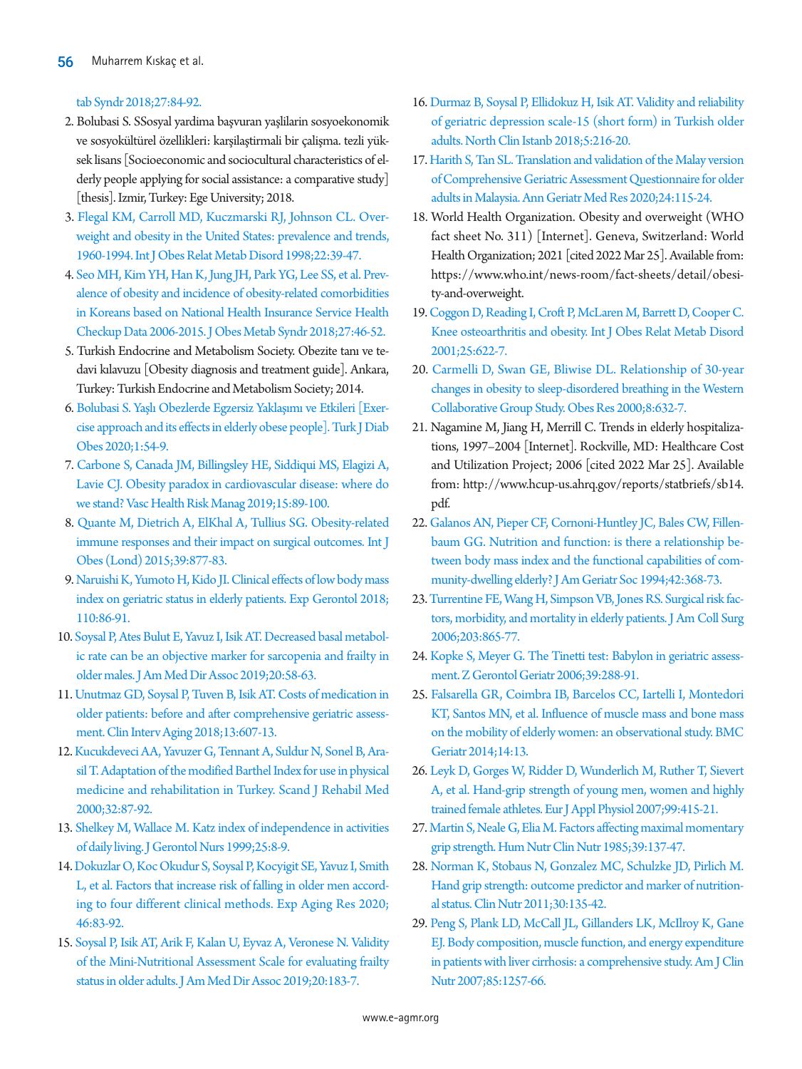tab Syndr 2018;27:84-92.

2. Bolubasi S. SSosyal yardima başvuran yaşlilarin sosyoekonomik ve sosyokültürel özellikleri: karşilaştirmali bir çalişma. tezli yüksek lisans [Socioeconomic and sociocultural characteristics of elderly people applying for social assistance: a comparative study] [thesis]. Izmir, Turkey: Ege University; 2018.
3. Flegal KM, Carroll MD, Kuczmarski RJ, Johnson CL. Overweight and obesity in the United States: prevalence and trends, 1960-1994. Int J Obes Relat Metab Disord 1998;22:39-47.
4. Seo MH, Kim YH, Han K, Jung JH, Park YG, Lee SS, et al. Prevalence of obesity and incidence of obesity-related comorbidities in Koreans based on National Health Insurance Service Health Checkup Data 2006-2015. J Obes Metab Syndr 2018;27:46-52.
5. Turkish Endocrine and Metabolism Society. Obezite tanı ve tedavi kılavuzu [Obesity diagnosis and treatment guide]. Ankara, Turkey: Turkish Endocrine and Metabolism Society; 2014.
6. Bolubasi S. Yaşlı Obezlerde Egzersiz Yaklaşımı ve Etkileri [Exercise approach and its effects in elderly obese people]. Turk J Diab Obes 2020;1:54-9.
7. Carbone S, Canada JM, Billingsley HE, Siddiqui MS, Elagizi A, Lavie CJ. Obesity paradox in cardiovascular disease: where do we stand? Vasc Health Risk Manag 2019;15:89-100.
8. Quante M, Dietrich A, ElKhal A, Tullius SG. Obesity-related immune responses and their impact on surgical outcomes. Int J Obes (Lond) 2015;39:877-83.
9. Naruishi K, Yumoto H, Kido JI. Clinical effects of low body mass index on geriatric status in elderly patients. Exp Gerontol 2018; 110:86-91.
10. Soysal P, Ates Bulut E, Yavuz I, Isik AT. Decreased basal metabolic rate can be an objective marker for sarcopenia and frailty in older males. J Am Med Dir Assoc 2019;20:58-63.
11. Unutmaz GD, Soysal P, Tuven B, Isik AT. Costs of medication in older patients: before and after comprehensive geriatric assessment. Clin Interv Aging 2018;13:607-13.
12. Kucukdeveci AA, Yavuzer G, Tennant A, Suldur N, Sonel B, Arasil T. Adaptation of the modified Barthel Index for use in physical medicine and rehabilitation in Turkey. Scand J Rehabil Med 2000;32:87-92.
13. Shelkey M, Wallace M. Katz index of independence in activities of daily living. J Gerontol Nurs 1999;25:8-9.
14. Dokuzlar O, Koc Okudur S, Soysal P, Kocyigit SE, Yavuz I, Smith L, et al. Factors that increase risk of falling in older men according to four different clinical methods. Exp Aging Res 2020; 46:83-92.
15. Soysal P, Isik AT, Arik F, Kalan U, Eyvaz A, Veronese N. Validity of the Mini-Nutritional Assessment Scale for evaluating frailty status in older adults. J Am Med Dir Assoc 2019;20:183-7.
16. Durmaz B, Soysal P, Ellidokuz H, Isik AT. Validity and reliability of geriatric depression scale-15 (short form) in Turkish older adults. North Clin Istanb 2018;5:216-20.
17. Harith S, Tan SL. Translation and validation of the Malay version of Comprehensive Geriatric Assessment Questionnaire for older adults in Malaysia. Ann Geriatr Med Res 2020;24:115-24.
18. World Health Organization. Obesity and overweight (WHO fact sheet No. 311) [Internet]. Geneva, Switzerland: World Health Organization; 2021 [cited 2022 Mar 25]. Available from: https://www.who.int/news-room/fact-sheets/detail/obesity-and-overweight.
19. Coggon D, Reading I, Croft P, McLaren M, Barrett D, Cooper C. Knee osteoarthritis and obesity. Int J Obes Relat Metab Disord 2001;25:622-7.
20. Carmelli D, Swan GE, Bliwise DL. Relationship of 30-year changes in obesity to sleep-disordered breathing in the Western Collaborative Group Study. Obes Res 2000;8:632-7.
21. Nagamine M, Jiang H, Merrill C. Trends in elderly hospitalizations, 1997–2004 [Internet]. Rockville, MD: Healthcare Cost and Utilization Project; 2006 [cited 2022 Mar 25]. Available from: http://www.hcup-us.ahrq.gov/reports/statbriefs/sb14.pdf.
22. Galanos AN, Pieper CF, Cornoni-Huntley JC, Bales CW, Fillenbaum GG. Nutrition and function: is there a relationship between body mass index and the functional capabilities of community-dwelling elderly? J Am Geriatr Soc 1994;42:368-73.
23. Turrentine FE, Wang H, Simpson VB, Jones RS. Surgical risk factors, morbidity, and mortality in elderly patients. J Am Coll Surg 2006;203:865-77.
24. Kopke S, Meyer G. The Tinetti test: Babylon in geriatric assessment. Z Gerontol Geriatr 2006;39:288-91.
25. Falsarella GR, Coimbra IB, Barcelos CC, Iartelli I, Montedori KT, Santos MN, et al. Influence of muscle mass and bone mass on the mobility of elderly women: an observational study. BMC Geriatr 2014;14:13.
26. Leyk D, Gorges W, Ridder D, Wunderlich M, Ruther T, Sievert A, et al. Hand-grip strength of young men, women and highly trained female athletes. Eur J Appl Physiol 2007;99:415-21.
27. Martin S, Neale G, Elia M. Factors affecting maximal momentary grip strength. Hum Nutr Clin Nutr 1985;39:137-47.
28. Norman K, Stobaus N, Gonzalez MC, Schulzke JD, Pirlich M. Hand grip strength: outcome predictor and marker of nutritional status. Clin Nutr 2011;30:135-42.
29. Peng S, Plank LD, McCall JL, Gillanders LK, McIlroy K, Gane EJ. Body composition, muscle function, and energy expenditure in patients with liver cirrhosis: a comprehensive study. Am J Clin Nutr 2007;85:1257-66.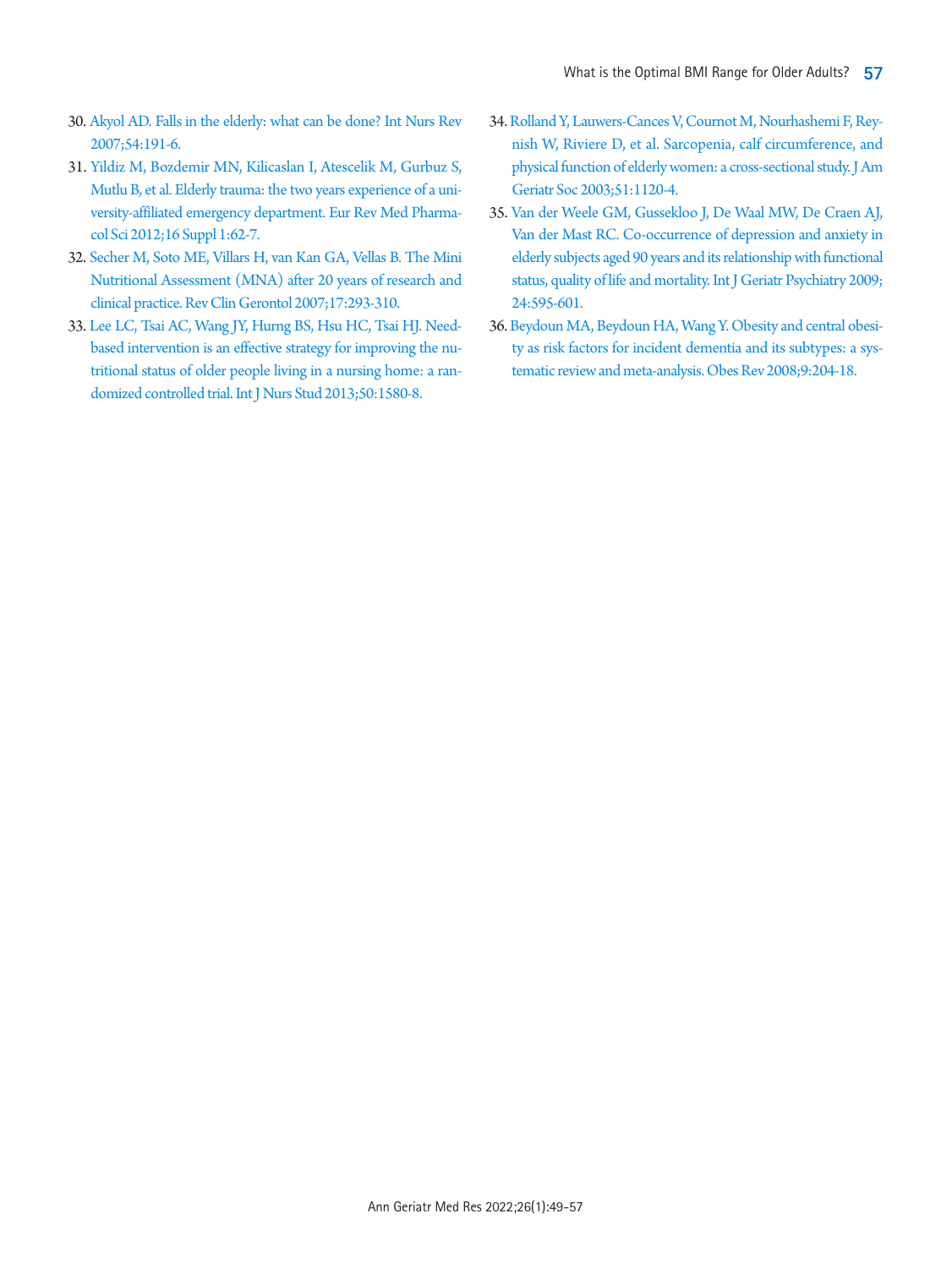30. Akyol AD. Falls in the elderly: what can be done? Int Nurs Rev 2007;54:191-6.
31. Yildiz M, Bozdemir MN, Kilicaslan I, Atescelik M, Gurbuz S, Mutlu B, et al. Elderly trauma: the two years experience of a university-affiliated emergency department. Eur Rev Med Pharmacol Sci 2012;16 Suppl 1:62-7.
32. Secher M, Soto ME, Villars H, van Kan GA, Vellas B. The Mini Nutritional Assessment (MNA) after 20 years of research and clinical practice. Rev Clin Gerontol 2007;17:293-310.
33. Lee LC, Tsai AC, Wang JY, Hurng BS, Hsu HC, Tsai HJ. Need-based intervention is an effective strategy for improving the nutritional status of older people living in a nursing home: a randomized controlled trial. Int J Nurs Stud 2013;50:1580-8.
34. Rolland Y, Lauwers-Cances V, Cournot M, Nourhashemi F, Reynish W, Riviere D, et al. Sarcopenia, calf circumference, and physical function of elderly women: a cross-sectional study. J Am Geriatr Soc 2003;51:1120-4.
35. Van der Weele GM, Gussekloo J, De Waal MW, De Craen AJ, Van der Mast RC. Co-occurrence of depression and anxiety in elderly subjects aged 90 years and its relationship with functional status, quality of life and mortality. Int J Geriatr Psychiatry 2009; 24:595-601.
36. Beydoun MA, Beydoun HA, Wang Y. Obesity and central obesity as risk factors for incident dementia and its subtypes: a systematic review and meta-analysis. Obes Rev 2008;9:204-18.